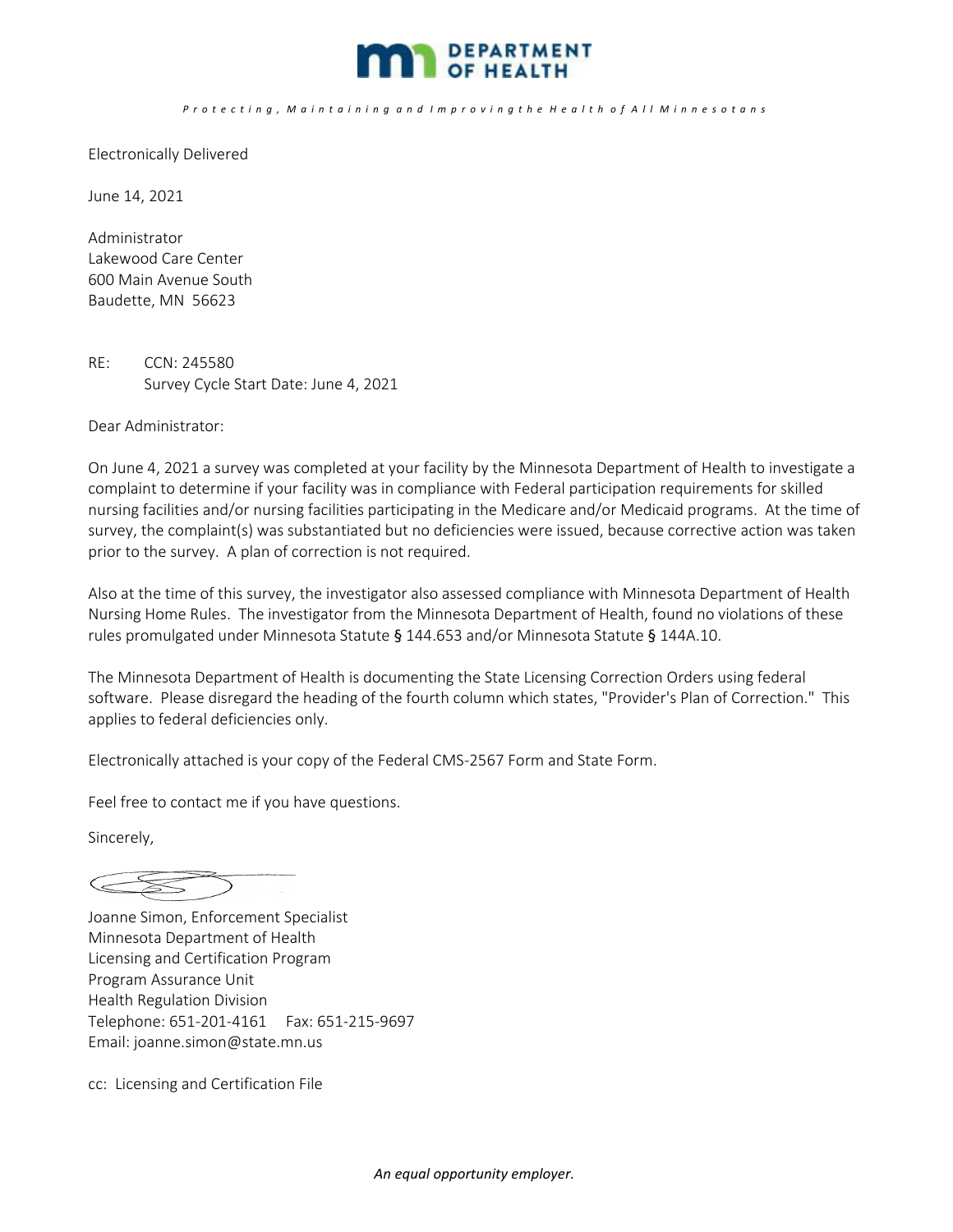**DEPARTMENT OF HEALTH**

*Protecting, Maintaining and Improving the Health of All Minnesotans*

Electronically Delivered

June 14, 2021

Administrator
Lakewood Care Center
600 Main Avenue South
Baudette, MN 56623

RE: CCN: 245580
Survey Cycle Start Date: June 4, 2021

Dear Administrator:

On June 4, 2021 a survey was completed at your facility by the Minnesota Department of Health to investigate a complaint to determine if your facility was in compliance with Federal participation requirements for skilled nursing facilities and/or nursing facilities participating in the Medicare and/or Medicaid programs. At the time of survey, the complaint(s) was substantiated but no deficiencies were issued, because corrective action was taken prior to the survey. A plan of correction is not required.

Also at the time of this survey, the investigator also assessed compliance with Minnesota Department of Health Nursing Home Rules. The investigator from the Minnesota Department of Health, found no violations of these rules promulgated under Minnesota Statute § 144.653 and/or Minnesota Statute § 144A.10.

The Minnesota Department of Health is documenting the State Licensing Correction Orders using federal software. Please disregard the heading of the fourth column which states, "Provider's Plan of Correction." This applies to federal deficiencies only.

Electronically attached is your copy of the Federal CMS-2567 Form and State Form.

Feel free to contact me if you have questions.

Sincerely,

Joanne Simon, Enforcement Specialist
Minnesota Department of Health
Licensing and Certification Program
Program Assurance Unit
Health Regulation Division
Telephone: 651-201-4161 Fax: 651-215-9697
Email: joanne.simon@state.mn.us

cc: Licensing and Certification File

*An equal opportunity employer.*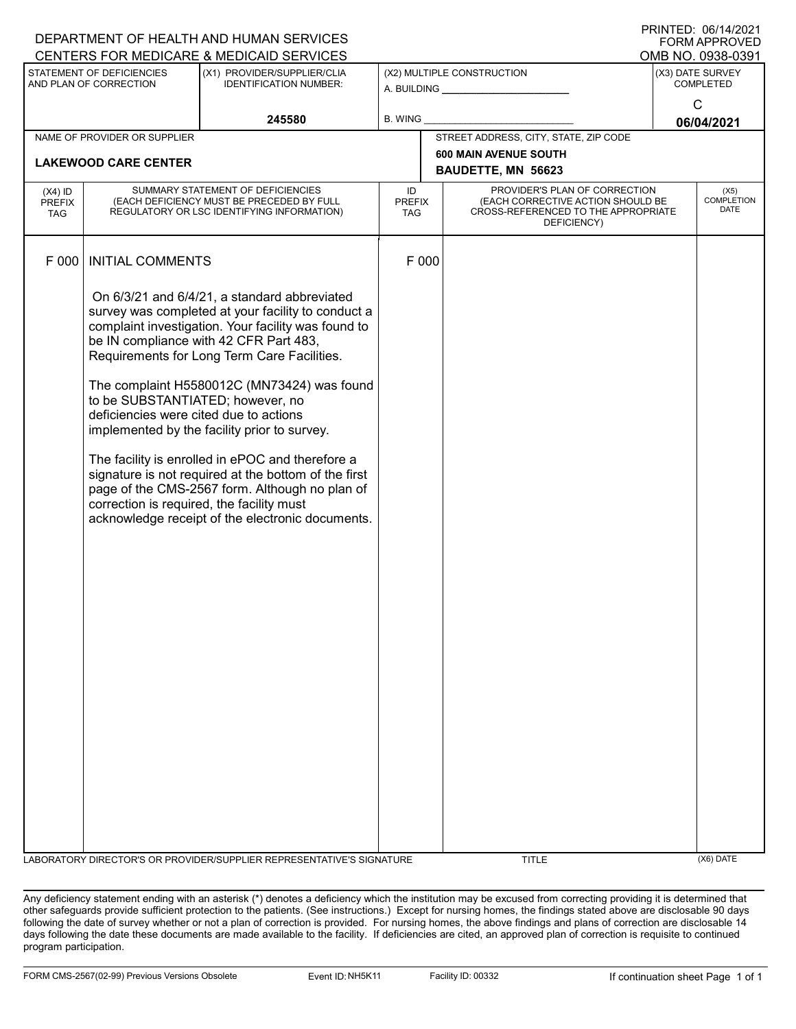DEPARTMENT OF HEALTH AND HUMAN SERVICES
CENTERS FOR MEDICARE & MEDICAID SERVICES

PRINTED: 06/14/2021
FORM APPROVED
OMB NO. 0938-0391

| STATEMENT OF DEFICIENCIES AND PLAN OF CORRECTION | (X1) PROVIDER/SUPPLIER/CLIA IDENTIFICATION NUMBER: | (X2) MULTIPLE CONSTRUCTION | (X3) DATE SURVEY COMPLETED |
|---|---|---|---|
| | 245580 | A. BUILDING ______ B. WING ______ | C 06/04/2021 |

| NAME OF PROVIDER OR SUPPLIER | STREET ADDRESS, CITY, STATE, ZIP CODE |
|---|---|
| LAKEWOOD CARE CENTER | 600 MAIN AVENUE SOUTH BAUDETTE, MN 56623 |

| (X4) ID PREFIX TAG | SUMMARY STATEMENT OF DEFICIENCIES (EACH DEFICIENCY MUST BE PRECEDED BY FULL REGULATORY OR LSC IDENTIFYING INFORMATION) | ID PREFIX TAG | PROVIDER'S PLAN OF CORRECTION (EACH CORRECTIVE ACTION SHOULD BE CROSS-REFERENCED TO THE APPROPRIATE DEFICIENCY) | (X5) COMPLETION DATE |
|---|---|---|---|---|
| F 000 | INITIAL COMMENTS<br><br>On 6/3/21 and 6/4/21, a standard abbreviated survey was completed at your facility to conduct a complaint investigation. Your facility was found to be IN compliance with 42 CFR Part 483, Requirements for Long Term Care Facilities.<br><br>The complaint H5580012C (MN73424) was found to be SUBSTANTIATED; however, no deficiencies were cited due to actions implemented by the facility prior to survey.<br><br>The facility is enrolled in ePOC and therefore a signature is not required at the bottom of the first page of the CMS-2567 form. Although no plan of correction is required, the facility must acknowledge receipt of the electronic documents. | F 000 | | |

LABORATORY DIRECTOR'S OR PROVIDER/SUPPLIER REPRESENTATIVE'S SIGNATURE | TITLE | (X6) DATE

Any deficiency statement ending with an asterisk (*) denotes a deficiency which the institution may be excused from correcting providing it is determined that other safeguards provide sufficient protection to the patients. (See instructions.) Except for nursing homes, the findings stated above are disclosable 90 days following the date of survey whether or not a plan of correction is provided. For nursing homes, the above findings and plans of correction are disclosable 14 days following the date these documents are made available to the facility. If deficiencies are cited, an approved plan of correction is requisite to continued program participation.

FORM CMS-2567(02-99) Previous Versions Obsolete | Event ID: NH5K11 | Facility ID: 00332 | If continuation sheet Page 1 of 1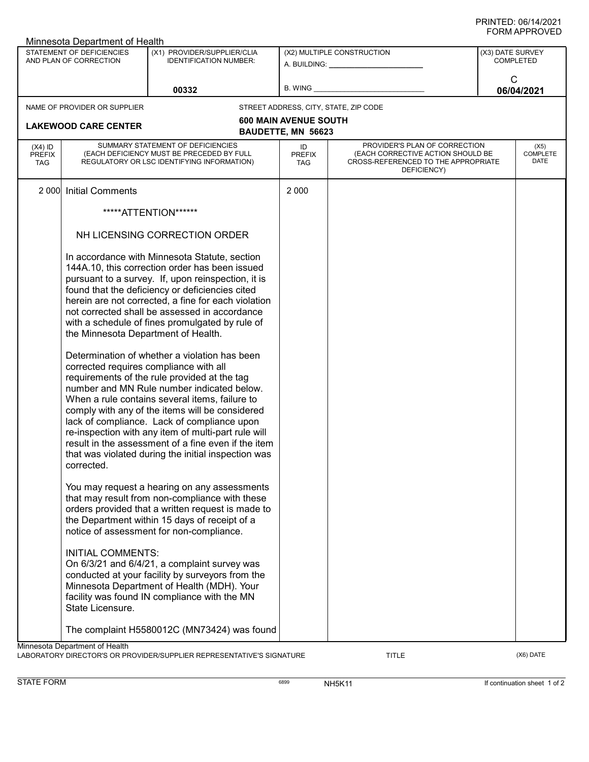PRINTED: 06/14/2021
FORM APPROVED

Minnesota Department of Health

| STATEMENT OF DEFICIENCIES AND PLAN OF CORRECTION | (X1) PROVIDER/SUPPLIER/CLIA IDENTIFICATION NUMBER: | (X2) MULTIPLE CONSTRUCTION | (X3) DATE SURVEY COMPLETED |
|---|---|---|---|
| | 00332 | A. BUILDING: ______ B. WING ______ | C 06/04/2021 |

| NAME OF PROVIDER OR SUPPLIER | STREET ADDRESS, CITY, STATE, ZIP CODE |
|---|---|
| **LAKEWOOD CARE CENTER** | **600 MAIN AVENUE SOUTH BAUDETTE, MN 56623** |

| (X4) ID PREFIX TAG | SUMMARY STATEMENT OF DEFICIENCIES (EACH DEFICIENCY MUST BE PRECEDED BY FULL REGULATORY OR LSC IDENTIFYING INFORMATION) | ID PREFIX TAG | PROVIDER'S PLAN OF CORRECTION (EACH CORRECTIVE ACTION SHOULD BE CROSS-REFERENCED TO THE APPROPRIATE DEFICIENCY) | (X5) COMPLETE DATE |
|---|---|---|---|---|
| 2 000 | Initial Comments | 2 000 | | |

*****ATTENTION******

NH LICENSING CORRECTION ORDER

In accordance with Minnesota Statute, section 144A.10, this correction order has been issued pursuant to a survey. If, upon reinspection, it is found that the deficiency or deficiencies cited herein are not corrected, a fine for each violation not corrected shall be assessed in accordance with a schedule of fines promulgated by rule of the Minnesota Department of Health.

Determination of whether a violation has been corrected requires compliance with all requirements of the rule provided at the tag number and MN Rule number indicated below. When a rule contains several items, failure to comply with any of the items will be considered lack of compliance. Lack of compliance upon re-inspection with any item of multi-part rule will result in the assessment of a fine even if the item that was violated during the initial inspection was corrected.

You may request a hearing on any assessments that may result from non-compliance with these orders provided that a written request is made to the Department within 15 days of receipt of a notice of assessment for non-compliance.

INITIAL COMMENTS:
On 6/3/21 and 6/4/21, a complaint survey was conducted at your facility by surveyors from the Minnesota Department of Health (MDH). Your facility was found IN compliance with the MN State Licensure.

The complaint H5580012C (MN73424) was found

Minnesota Department of Health
LABORATORY DIRECTOR'S OR PROVIDER/SUPPLIER REPRESENTATIVE'S SIGNATURE | TITLE | (X6) DATE

STATE FORM 6899 NH5K11 If continuation sheet 1 of 2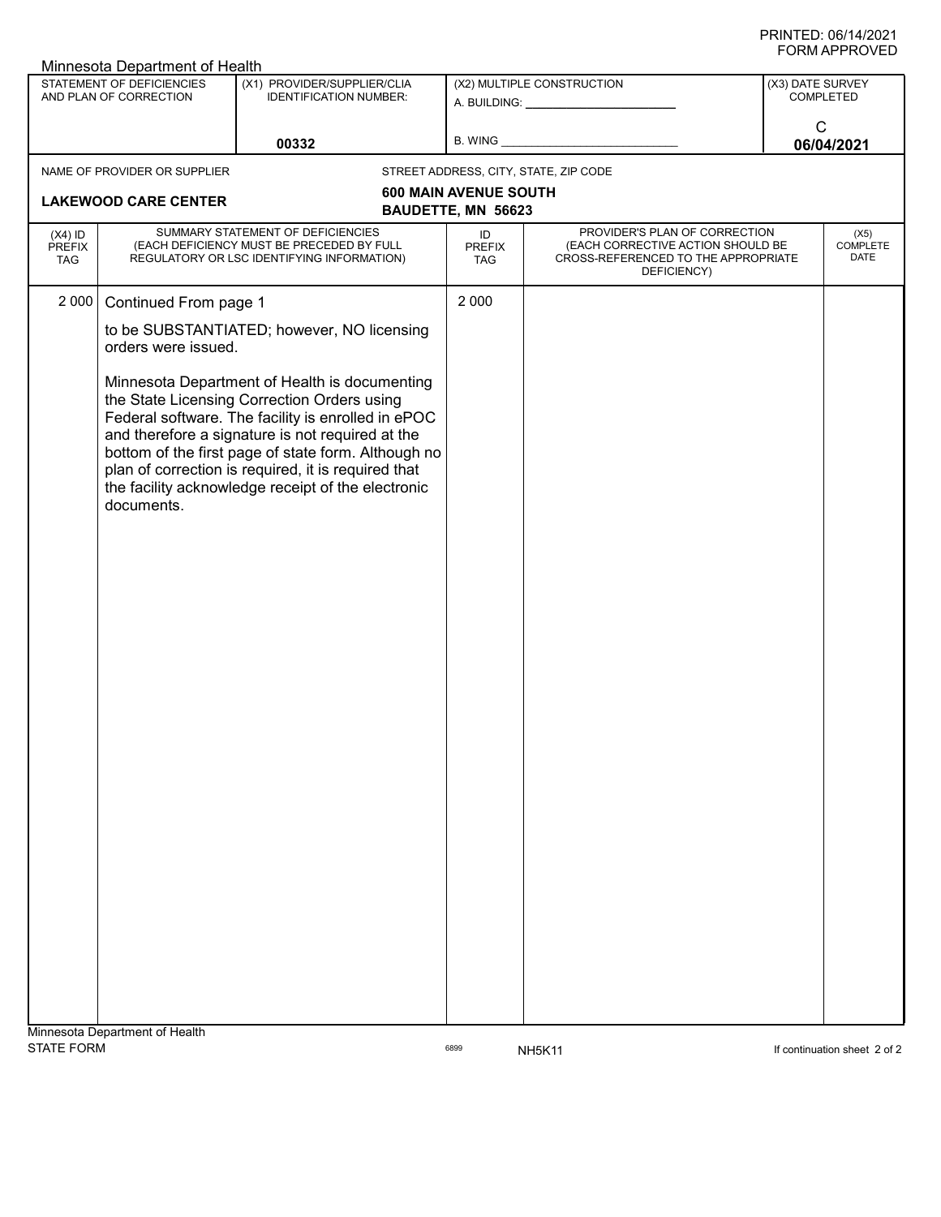PRINTED: 06/14/2021
FORM APPROVED

Minnesota Department of Health

| STATEMENT OF DEFICIENCIES AND PLAN OF CORRECTION | (X1) PROVIDER/SUPPLIER/CLIA IDENTIFICATION NUMBER: | (X2) MULTIPLE CONSTRUCTION | (X3) DATE SURVEY COMPLETED |
|---|---|---|---|
| | 00332 | A. BUILDING: ______ B. WING ______ | C 06/04/2021 |

| NAME OF PROVIDER OR SUPPLIER | STREET ADDRESS, CITY, STATE, ZIP CODE |
|---|---|
| **LAKEWOOD CARE CENTER** | **600 MAIN AVENUE SOUTH BAUDETTE, MN 56623** |

| (X4) ID PREFIX TAG | SUMMARY STATEMENT OF DEFICIENCIES (EACH DEFICIENCY MUST BE PRECEDED BY FULL REGULATORY OR LSC IDENTIFYING INFORMATION) | ID PREFIX TAG | PROVIDER'S PLAN OF CORRECTION (EACH CORRECTIVE ACTION SHOULD BE CROSS-REFERENCED TO THE APPROPRIATE DEFICIENCY) | (X5) COMPLETE DATE |
|---|---|---|---|---|
| 2 000 | Continued From page 1<br><br>to be SUBSTANTIATED; however, NO licensing orders were issued.<br><br>Minnesota Department of Health is documenting the State Licensing Correction Orders using Federal software. The facility is enrolled in ePOC and therefore a signature is not required at the bottom of the first page of state form. Although no plan of correction is required, it is required that the facility acknowledge receipt of the electronic documents. | 2 000 | | |

Minnesota Department of Health
STATE FORM 6899 NH5K11